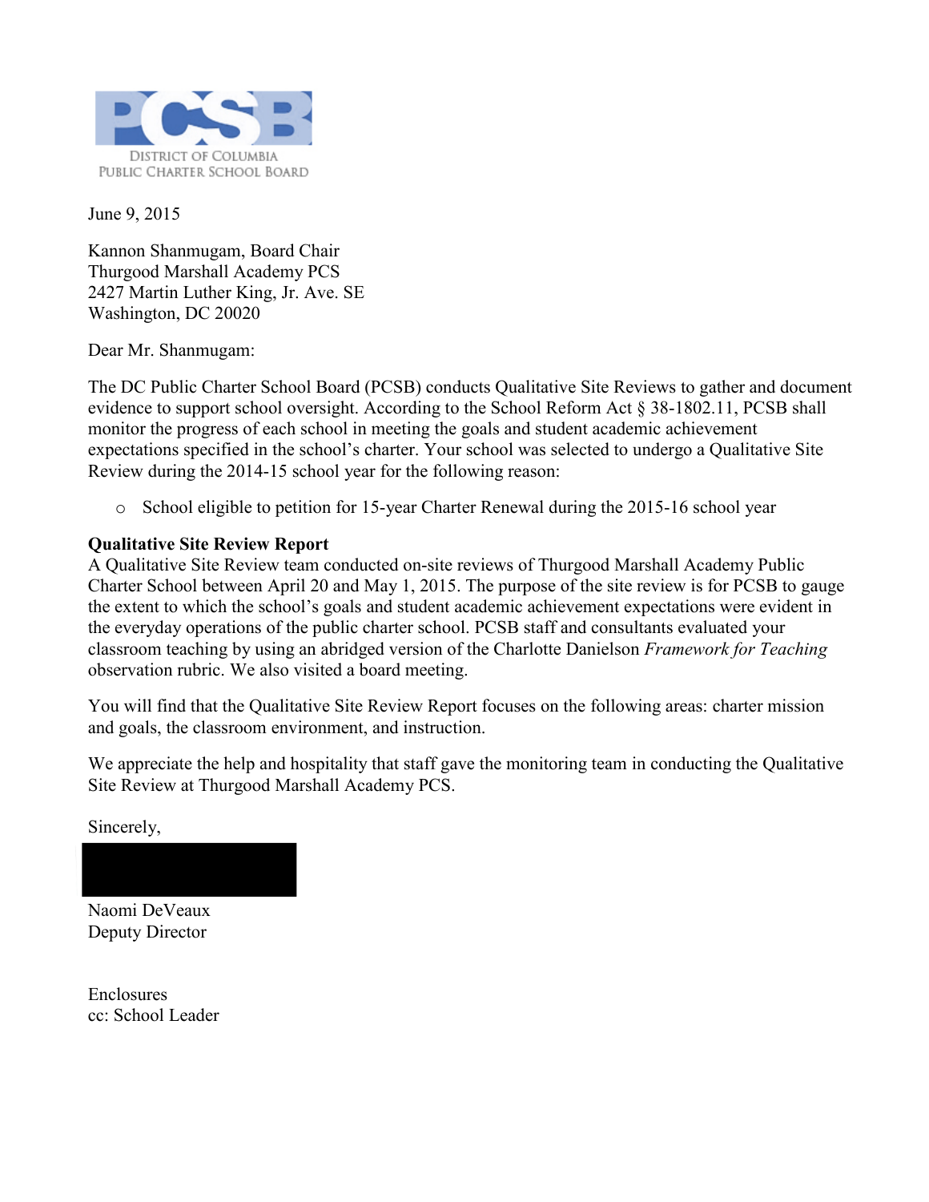PCSB

DISTRICT OF COLUMBIA
PUBLIC CHARTER SCHOOL BOARD

June 9, 2015

Kannon Shanmugam, Board Chair
Thurgood Marshall Academy PCS
2427 Martin Luther King, Jr. Ave. SE
Washington, DC 20020

Dear Mr. Shanmugam:

The DC Public Charter School Board (PCSB) conducts Qualitative Site Reviews to gather and document evidence to support school oversight. According to the School Reform Act § 38-1802.11, PCSB shall monitor the progress of each school in meeting the goals and student academic achievement expectations specified in the school's charter. Your school was selected to undergo a Qualitative Site Review during the 2014-15 school year for the following reason:

- School eligible to petition for 15-year Charter Renewal during the 2015-16 school year

**Qualitative Site Review Report**
A Qualitative Site Review team conducted on-site reviews of Thurgood Marshall Academy Public Charter School between April 20 and May 1, 2015. The purpose of the site review is for PCSB to gauge the extent to which the school's goals and student academic achievement expectations were evident in the everyday operations of the public charter school. PCSB staff and consultants evaluated your classroom teaching by using an abridged version of the Charlotte Danielson *Framework for Teaching* observation rubric. We also visited a board meeting.

You will find that the Qualitative Site Review Report focuses on the following areas: charter mission and goals, the classroom environment, and instruction.

We appreciate the help and hospitality that staff gave the monitoring team in conducting the Qualitative Site Review at Thurgood Marshall Academy PCS.

Sincerely,

Naomi DeVeaux
Deputy Director

Enclosures
cc: School Leader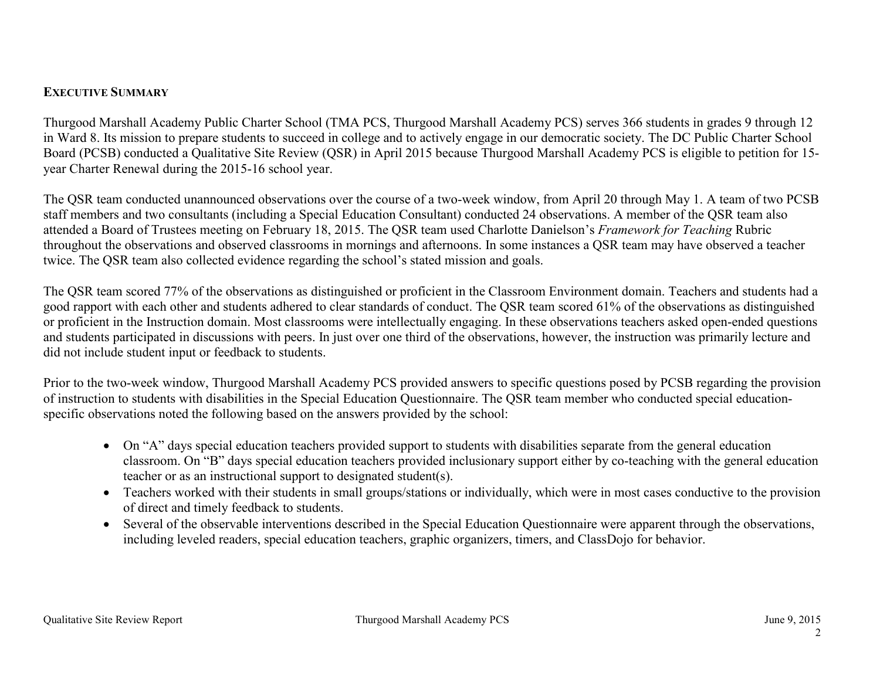## EXECUTIVE SUMMARY

Thurgood Marshall Academy Public Charter School (TMA PCS, Thurgood Marshall Academy PCS) serves 366 students in grades 9 through 12 in Ward 8. Its mission to prepare students to succeed in college and to actively engage in our democratic society. The DC Public Charter School Board (PCSB) conducted a Qualitative Site Review (QSR) in April 2015 because Thurgood Marshall Academy PCS is eligible to petition for 15-year Charter Renewal during the 2015-16 school year.

The QSR team conducted unannounced observations over the course of a two-week window, from April 20 through May 1. A team of two PCSB staff members and two consultants (including a Special Education Consultant) conducted 24 observations. A member of the QSR team also attended a Board of Trustees meeting on February 18, 2015. The QSR team used Charlotte Danielson's *Framework for Teaching* Rubric throughout the observations and observed classrooms in mornings and afternoons. In some instances a QSR team may have observed a teacher twice. The QSR team also collected evidence regarding the school's stated mission and goals.

The QSR team scored 77% of the observations as distinguished or proficient in the Classroom Environment domain. Teachers and students had a good rapport with each other and students adhered to clear standards of conduct. The QSR team scored 61% of the observations as distinguished or proficient in the Instruction domain. Most classrooms were intellectually engaging. In these observations teachers asked open-ended questions and students participated in discussions with peers. In just over one third of the observations, however, the instruction was primarily lecture and did not include student input or feedback to students.

Prior to the two-week window, Thurgood Marshall Academy PCS provided answers to specific questions posed by PCSB regarding the provision of instruction to students with disabilities in the Special Education Questionnaire. The QSR team member who conducted special education-specific observations noted the following based on the answers provided by the school:

- On "A" days special education teachers provided support to students with disabilities separate from the general education classroom. On "B" days special education teachers provided inclusionary support either by co-teaching with the general education teacher or as an instructional support to designated student(s).
- Teachers worked with their students in small groups/stations or individually, which were in most cases conductive to the provision of direct and timely feedback to students.
- Several of the observable interventions described in the Special Education Questionnaire were apparent through the observations, including leveled readers, special education teachers, graphic organizers, timers, and ClassDojo for behavior.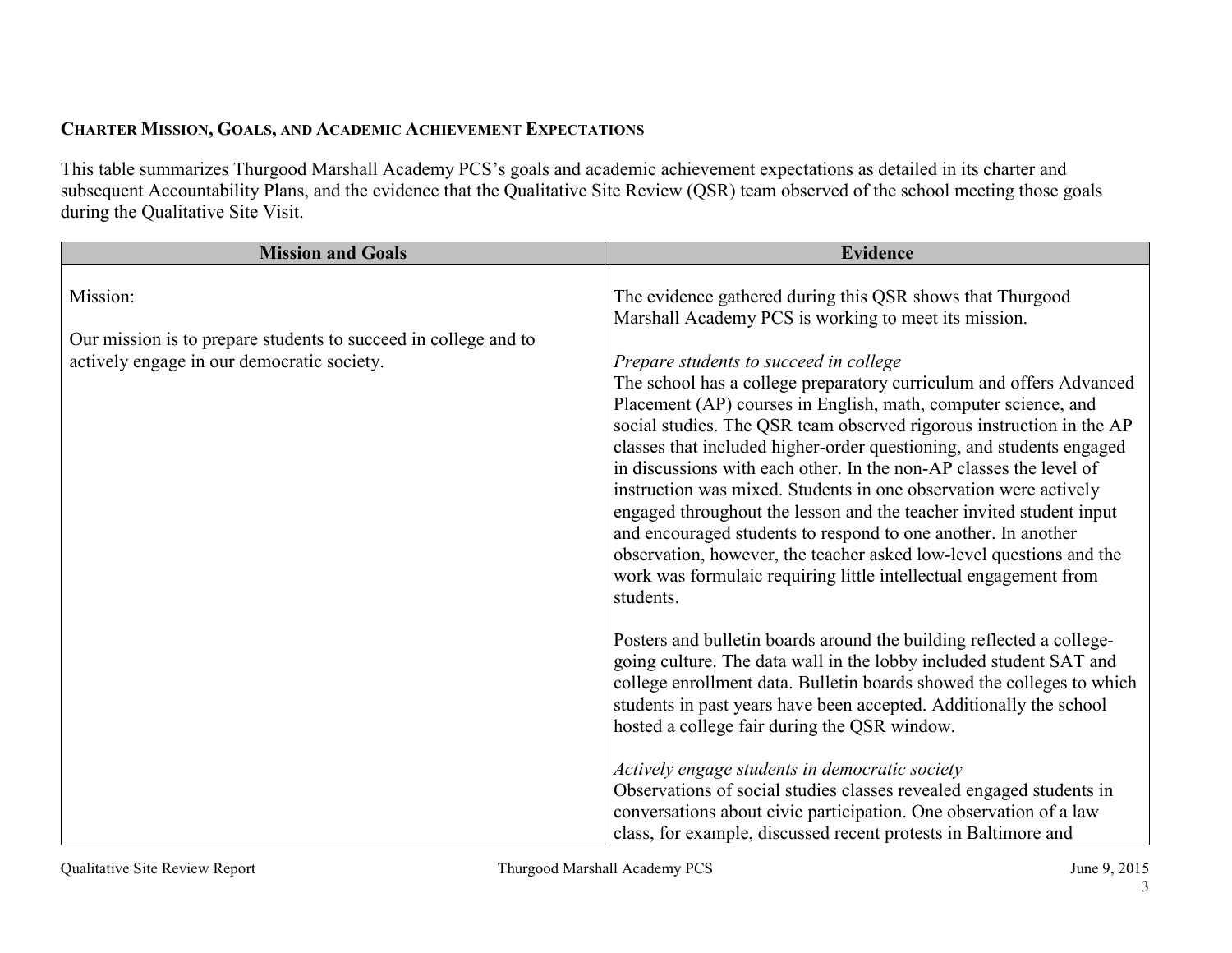## Charter Mission, Goals, and Academic Achievement Expectations

This table summarizes Thurgood Marshall Academy PCS's goals and academic achievement expectations as detailed in its charter and subsequent Accountability Plans, and the evidence that the Qualitative Site Review (QSR) team observed of the school meeting those goals during the Qualitative Site Visit.

| Mission and Goals | Evidence |
|---|---|
| Mission:<br><br>Our mission is to prepare students to succeed in college and to actively engage in our democratic society. | The evidence gathered during this QSR shows that Thurgood Marshall Academy PCS is working to meet its mission.<br><br>*Prepare students to succeed in college*<br>The school has a college preparatory curriculum and offers Advanced Placement (AP) courses in English, math, computer science, and social studies. The QSR team observed rigorous instruction in the AP classes that included higher-order questioning, and students engaged in discussions with each other. In the non-AP classes the level of instruction was mixed. Students in one observation were actively engaged throughout the lesson and the teacher invited student input and encouraged students to respond to one another. In another observation, however, the teacher asked low-level questions and the work was formulaic requiring little intellectual engagement from students.<br><br>Posters and bulletin boards around the building reflected a college-going culture. The data wall in the lobby included student SAT and college enrollment data. Bulletin boards showed the colleges to which students in past years have been accepted. Additionally the school hosted a college fair during the QSR window.<br><br>*Actively engage students in democratic society*<br>Observations of social studies classes revealed engaged students in conversations about civic participation. One observation of a law class, for example, discussed recent protests in Baltimore and |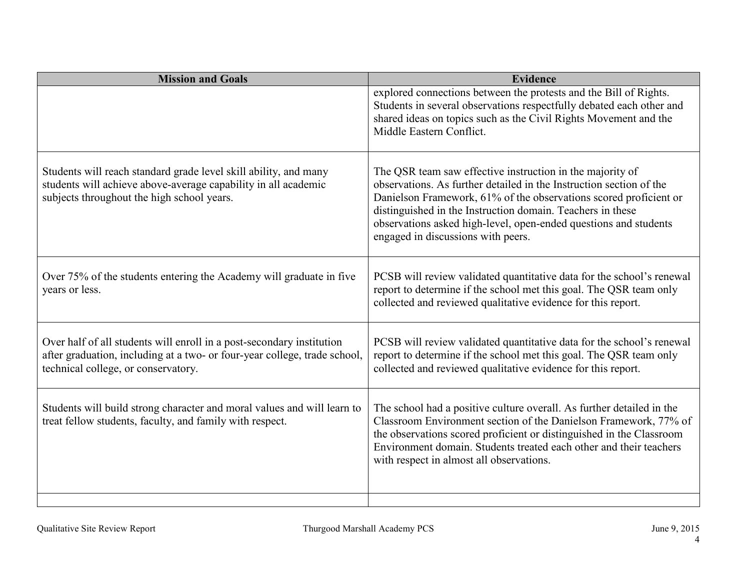| Mission and Goals | Evidence |
|---|---|
| | explored connections between the protests and the Bill of Rights. Students in several observations respectfully debated each other and shared ideas on topics such as the Civil Rights Movement and the Middle Eastern Conflict. |
| Students will reach standard grade level skill ability, and many students will achieve above-average capability in all academic subjects throughout the high school years. | The QSR team saw effective instruction in the majority of observations. As further detailed in the Instruction section of the Danielson Framework, 61% of the observations scored proficient or distinguished in the Instruction domain. Teachers in these observations asked high-level, open-ended questions and students engaged in discussions with peers. |
| Over 75% of the students entering the Academy will graduate in five years or less. | PCSB will review validated quantitative data for the school's renewal report to determine if the school met this goal. The QSR team only collected and reviewed qualitative evidence for this report. |
| Over half of all students will enroll in a post-secondary institution after graduation, including at a two- or four-year college, trade school, technical college, or conservatory. | PCSB will review validated quantitative data for the school's renewal report to determine if the school met this goal. The QSR team only collected and reviewed qualitative evidence for this report. |
| Students will build strong character and moral values and will learn to treat fellow students, faculty, and family with respect. | The school had a positive culture overall. As further detailed in the Classroom Environment section of the Danielson Framework, 77% of the observations scored proficient or distinguished in the Classroom Environment domain. Students treated each other and their teachers with respect in almost all observations. |
| | |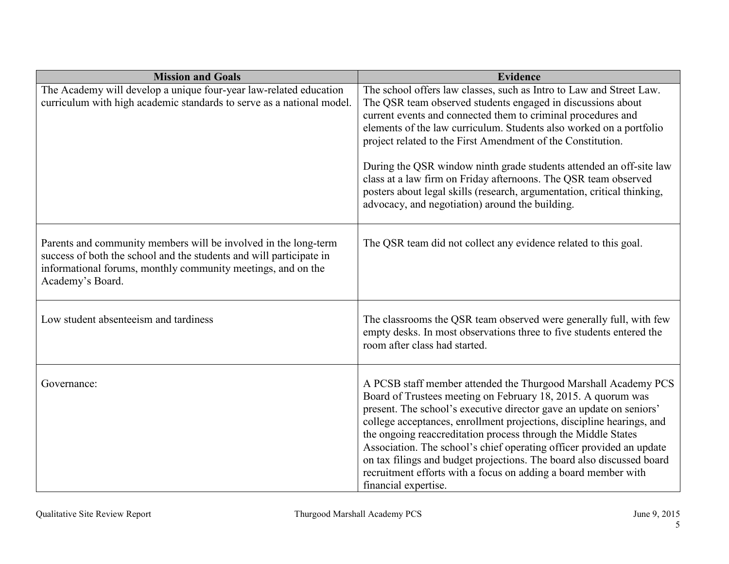| Mission and Goals | Evidence |
|---|---|
| The Academy will develop a unique four-year law-related education curriculum with high academic standards to serve as a national model. | The school offers law classes, such as Intro to Law and Street Law. The QSR team observed students engaged in discussions about current events and connected them to criminal procedures and elements of the law curriculum. Students also worked on a portfolio project related to the First Amendment of the Constitution.<br><br>During the QSR window ninth grade students attended an off-site law class at a law firm on Friday afternoons. The QSR team observed posters about legal skills (research, argumentation, critical thinking, advocacy, and negotiation) around the building. |
| Parents and community members will be involved in the long-term success of both the school and the students and will participate in informational forums, monthly community meetings, and on the Academy's Board. | The QSR team did not collect any evidence related to this goal. |
| Low student absenteeism and tardiness | The classrooms the QSR team observed were generally full, with few empty desks. In most observations three to five students entered the room after class had started. |
| Governance: | A PCSB staff member attended the Thurgood Marshall Academy PCS Board of Trustees meeting on February 18, 2015. A quorum was present. The school's executive director gave an update on seniors' college acceptances, enrollment projections, discipline hearings, and the ongoing reaccreditation process through the Middle States Association. The school's chief operating officer provided an update on tax filings and budget projections. The board also discussed board recruitment efforts with a focus on adding a board member with financial expertise. |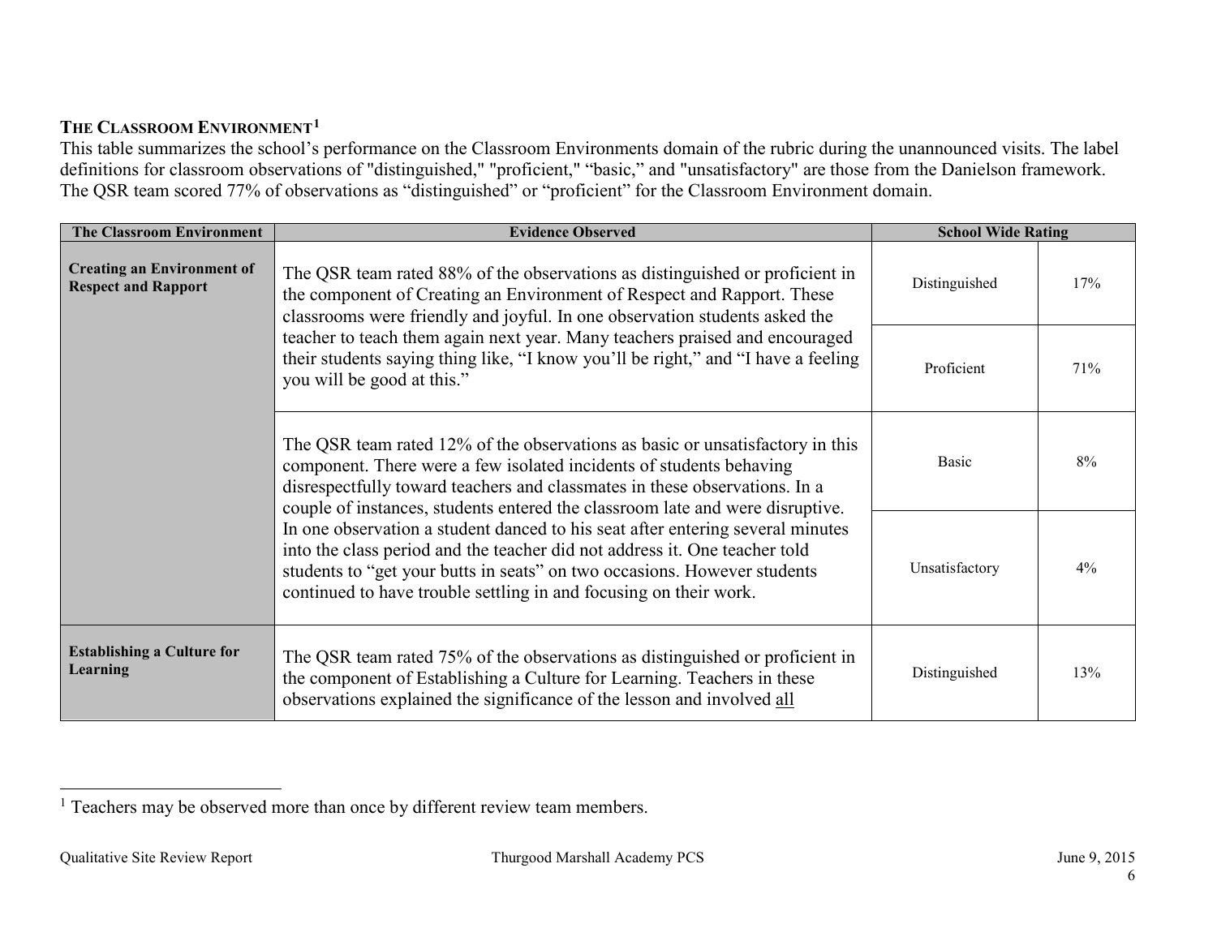### THE CLASSROOM ENVIRONMENT[1]

This table summarizes the school's performance on the Classroom Environments domain of the rubric during the unannounced visits. The label definitions for classroom observations of "distinguished," "proficient," "basic," and "unsatisfactory" are those from the Danielson framework. The QSR team scored 77% of observations as "distinguished" or "proficient" for the Classroom Environment domain.

| The Classroom Environment | Evidence Observed | School Wide Rating | |
|---|---|---|---|
| **Creating an Environment of Respect and Rapport** | The QSR team rated 88% of the observations as distinguished or proficient in the component of Creating an Environment of Respect and Rapport. These classrooms were friendly and joyful. In one observation students asked the teacher to teach them again next year. Many teachers praised and encouraged their students saying thing like, "I know you'll be right," and "I have a feeling you will be good at this." | Distinguished | 17% |
| | | Proficient | 71% |
| | The QSR team rated 12% of the observations as basic or unsatisfactory in this component. There were a few isolated incidents of students behaving disrespectfully toward teachers and classmates in these observations. In a couple of instances, students entered the classroom late and were disruptive. In one observation a student danced to his seat after entering several minutes into the class period and the teacher did not address it. One teacher told students to "get your butts in seats" on two occasions. However students continued to have trouble settling in and focusing on their work. | Basic | 8% |
| | | Unsatisfactory | 4% |
| **Establishing a Culture for Learning** | The QSR team rated 75% of the observations as distinguished or proficient in the component of Establishing a Culture for Learning. Teachers in these observations explained the significance of the lesson and involved all | Distinguished | 13% |

[1] Teachers may be observed more than once by different review team members.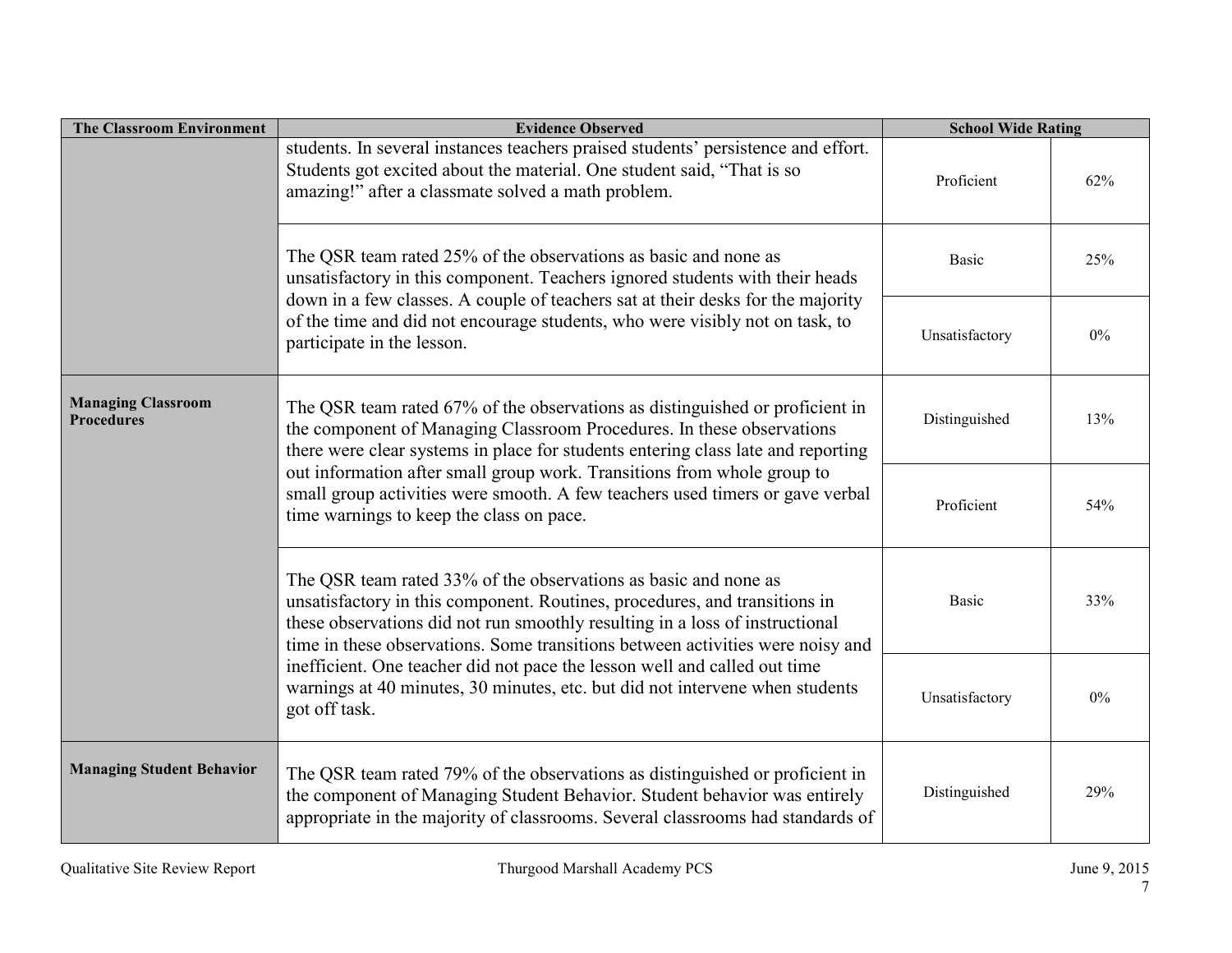| The Classroom Environment | Evidence Observed | School Wide Rating | |
|---|---|---|---|
| | students. In several instances teachers praised students' persistence and effort. Students got excited about the material. One student said, "That is so amazing!" after a classmate solved a math problem. | Proficient | 62% |
| | The QSR team rated 25% of the observations as basic and none as unsatisfactory in this component. Teachers ignored students with their heads down in a few classes. A couple of teachers sat at their desks for the majority of the time and did not encourage students, who were visibly not on task, to participate in the lesson. | Basic | 25% |
| | | Unsatisfactory | 0% |
| **Managing Classroom Procedures** | The QSR team rated 67% of the observations as distinguished or proficient in the component of Managing Classroom Procedures. In these observations there were clear systems in place for students entering class late and reporting out information after small group work. Transitions from whole group to small group activities were smooth. A few teachers used timers or gave verbal time warnings to keep the class on pace. | Distinguished | 13% |
| | | Proficient | 54% |
| | The QSR team rated 33% of the observations as basic and none as unsatisfactory in this component. Routines, procedures, and transitions in these observations did not run smoothly resulting in a loss of instructional time in these observations. Some transitions between activities were noisy and inefficient. One teacher did not pace the lesson well and called out time warnings at 40 minutes, 30 minutes, etc. but did not intervene when students got off task. | Basic | 33% |
| | | Unsatisfactory | 0% |
| **Managing Student Behavior** | The QSR team rated 79% of the observations as distinguished or proficient in the component of Managing Student Behavior. Student behavior was entirely appropriate in the majority of classrooms. Several classrooms had standards of | Distinguished | 29% |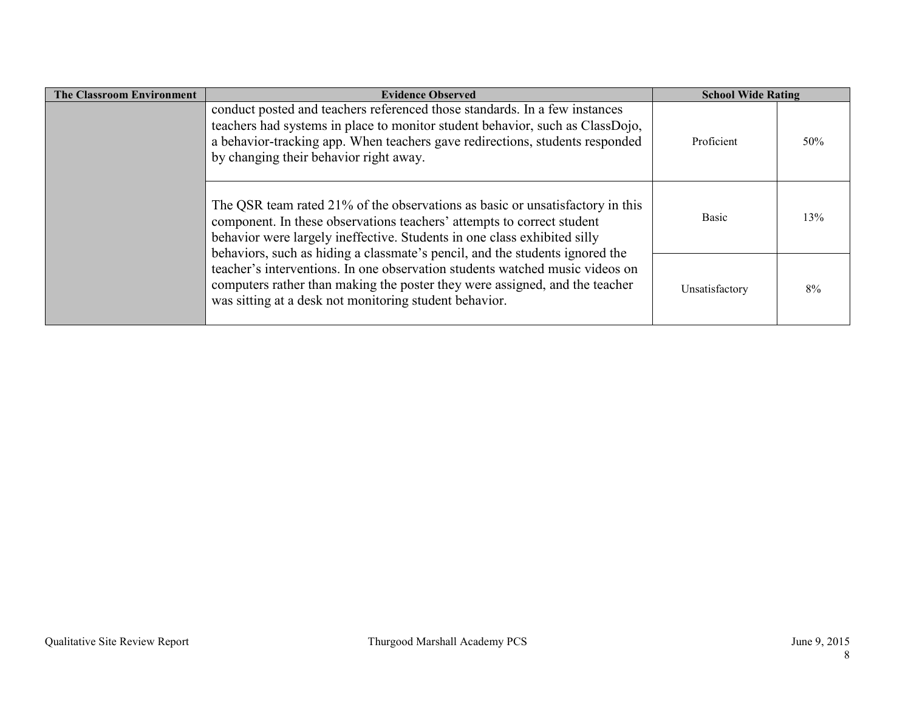| The Classroom Environment | Evidence Observed | School Wide Rating | |
|---|---|---|---|
| | conduct posted and teachers referenced those standards. In a few instances teachers had systems in place to monitor student behavior, such as ClassDojo, a behavior-tracking app. When teachers gave redirections, students responded by changing their behavior right away. | Proficient | 50% |
| | The QSR team rated 21% of the observations as basic or unsatisfactory in this component. In these observations teachers' attempts to correct student behavior were largely ineffective. Students in one class exhibited silly behaviors, such as hiding a classmate's pencil, and the students ignored the teacher's interventions. In one observation students watched music videos on computers rather than making the poster they were assigned, and the teacher was sitting at a desk not monitoring student behavior. | Basic | 13% |
| | | Unsatisfactory | 8% |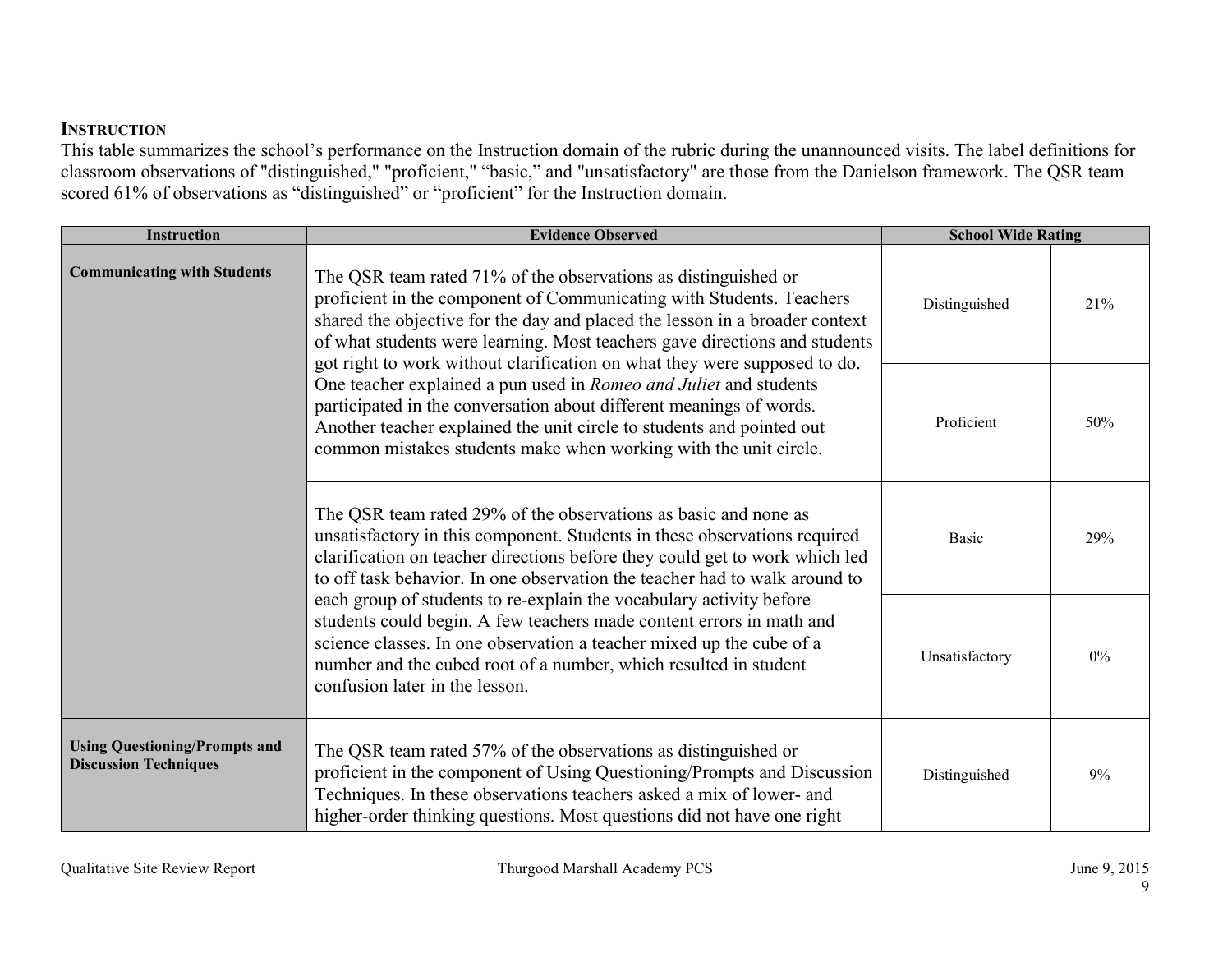**INSTRUCTION**

This table summarizes the school's performance on the Instruction domain of the rubric during the unannounced visits. The label definitions for classroom observations of "distinguished," "proficient," "basic," and "unsatisfactory" are those from the Danielson framework. The QSR team scored 61% of observations as "distinguished" or "proficient" for the Instruction domain.

| Instruction | Evidence Observed | School Wide Rating | |
|---|---|---|---|
| **Communicating with Students** | The QSR team rated 71% of the observations as distinguished or proficient in the component of Communicating with Students. Teachers shared the objective for the day and placed the lesson in a broader context of what students were learning. Most teachers gave directions and students got right to work without clarification on what they were supposed to do. One teacher explained a pun used in *Romeo and Juliet* and students participated in the conversation about different meanings of words. Another teacher explained the unit circle to students and pointed out common mistakes students make when working with the unit circle. | Distinguished | 21% |
| | | Proficient | 50% |
| | The QSR team rated 29% of the observations as basic and none as unsatisfactory in this component. Students in these observations required clarification on teacher directions before they could get to work which led to off task behavior. In one observation the teacher had to walk around to each group of students to re-explain the vocabulary activity before students could begin. A few teachers made content errors in math and science classes. In one observation a teacher mixed up the cube of a number and the cubed root of a number, which resulted in student confusion later in the lesson. | Basic | 29% |
| | | Unsatisfactory | 0% |
| **Using Questioning/Prompts and Discussion Techniques** | The QSR team rated 57% of the observations as distinguished or proficient in the component of Using Questioning/Prompts and Discussion Techniques. In these observations teachers asked a mix of lower- and higher-order thinking questions. Most questions did not have one right | Distinguished | 9% |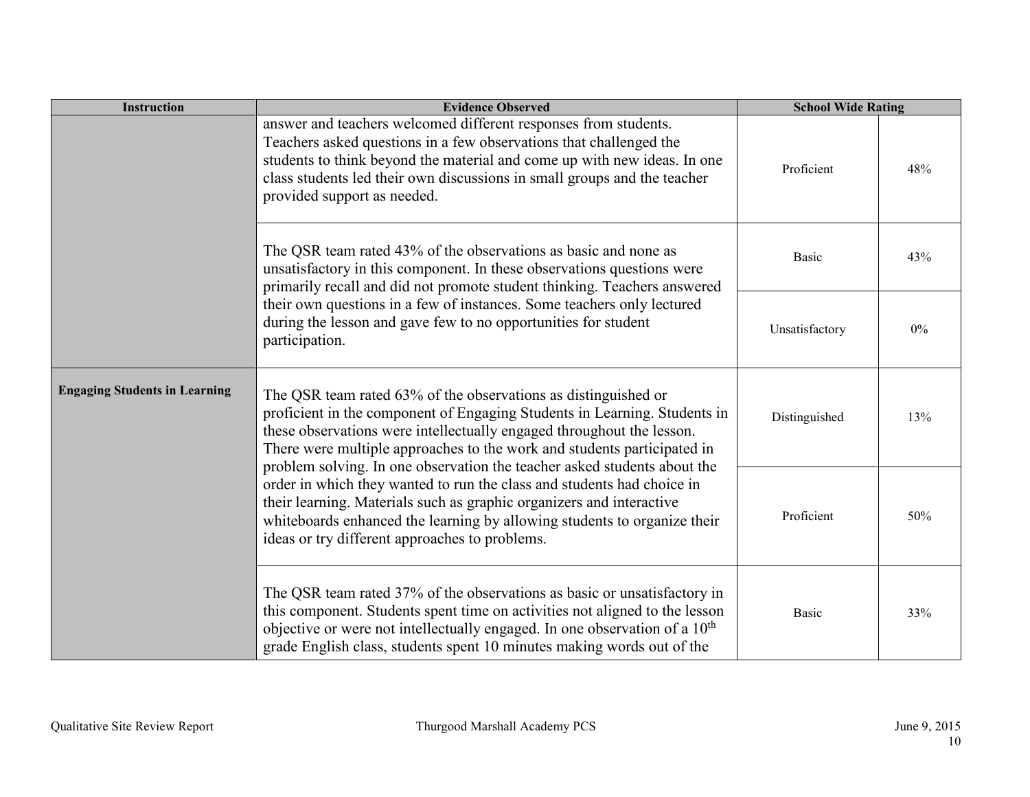| Instruction | Evidence Observed | School Wide Rating | |
|---|---|---|---|
| | answer and teachers welcomed different responses from students. Teachers asked questions in a few observations that challenged the students to think beyond the material and come up with new ideas. In one class students led their own discussions in small groups and the teacher provided support as needed. | Proficient | 48% |
| | The QSR team rated 43% of the observations as basic and none as unsatisfactory in this component. In these observations questions were primarily recall and did not promote student thinking. Teachers answered their own questions in a few of instances. Some teachers only lectured during the lesson and gave few to no opportunities for student participation. | Basic | 43% |
| | | Unsatisfactory | 0% |
| **Engaging Students in Learning** | The QSR team rated 63% of the observations as distinguished or proficient in the component of Engaging Students in Learning. Students in these observations were intellectually engaged throughout the lesson. There were multiple approaches to the work and students participated in problem solving. In one observation the teacher asked students about the order in which they wanted to run the class and students had choice in their learning. Materials such as graphic organizers and interactive whiteboards enhanced the learning by allowing students to organize their ideas or try different approaches to problems. | Distinguished | 13% |
| | | Proficient | 50% |
| | The QSR team rated 37% of the observations as basic or unsatisfactory in this component. Students spent time on activities not aligned to the lesson objective or were not intellectually engaged. In one observation of a 10th grade English class, students spent 10 minutes making words out of the | Basic | 33% |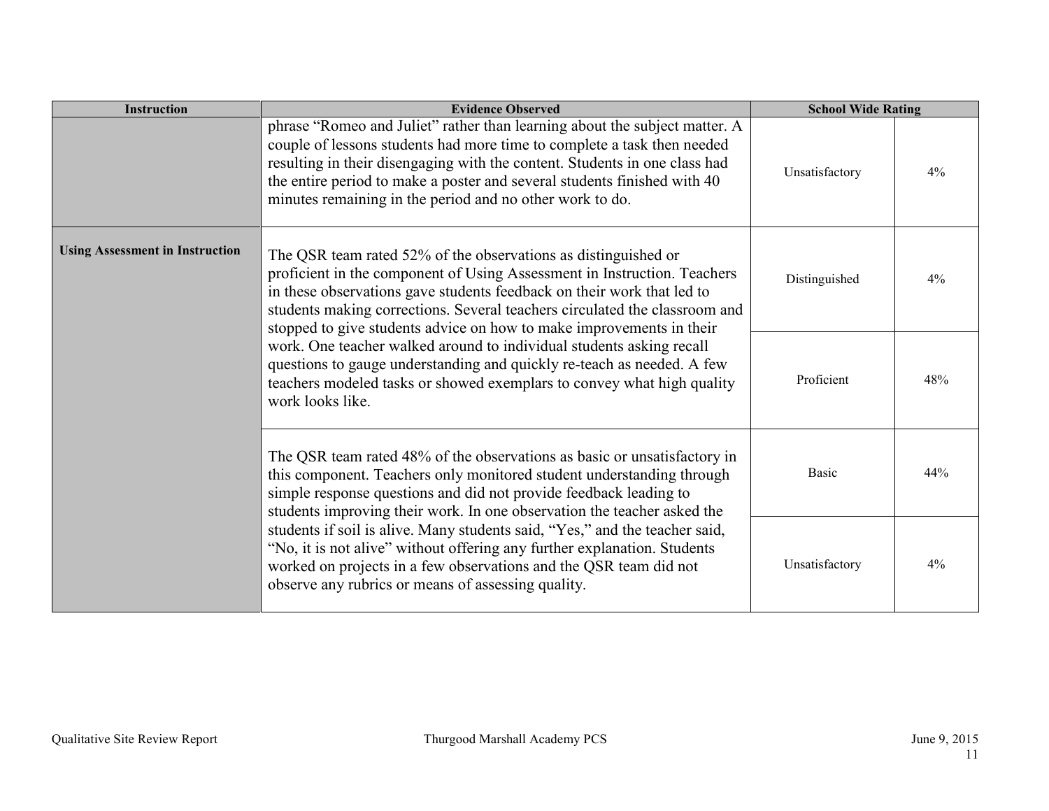| Instruction | Evidence Observed | School Wide Rating | |
|---|---|---|---|
| | phrase "Romeo and Juliet" rather than learning about the subject matter. A couple of lessons students had more time to complete a task then needed resulting in their disengaging with the content. Students in one class had the entire period to make a poster and several students finished with 40 minutes remaining in the period and no other work to do. | Unsatisfactory | 4% |
| **Using Assessment in Instruction** | The QSR team rated 52% of the observations as distinguished or proficient in the component of Using Assessment in Instruction. Teachers in these observations gave students feedback on their work that led to students making corrections. Several teachers circulated the classroom and stopped to give students advice on how to make improvements in their work. One teacher walked around to individual students asking recall questions to gauge understanding and quickly re-teach as needed. A few teachers modeled tasks or showed exemplars to convey what high quality work looks like. | Distinguished | 4% |
| | | Proficient | 48% |
| | The QSR team rated 48% of the observations as basic or unsatisfactory in this component. Teachers only monitored student understanding through simple response questions and did not provide feedback leading to students improving their work. In one observation the teacher asked the students if soil is alive. Many students said, "Yes," and the teacher said, "No, it is not alive" without offering any further explanation. Students worked on projects in a few observations and the QSR team did not observe any rubrics or means of assessing quality. | Basic | 44% |
| | | Unsatisfactory | 4% |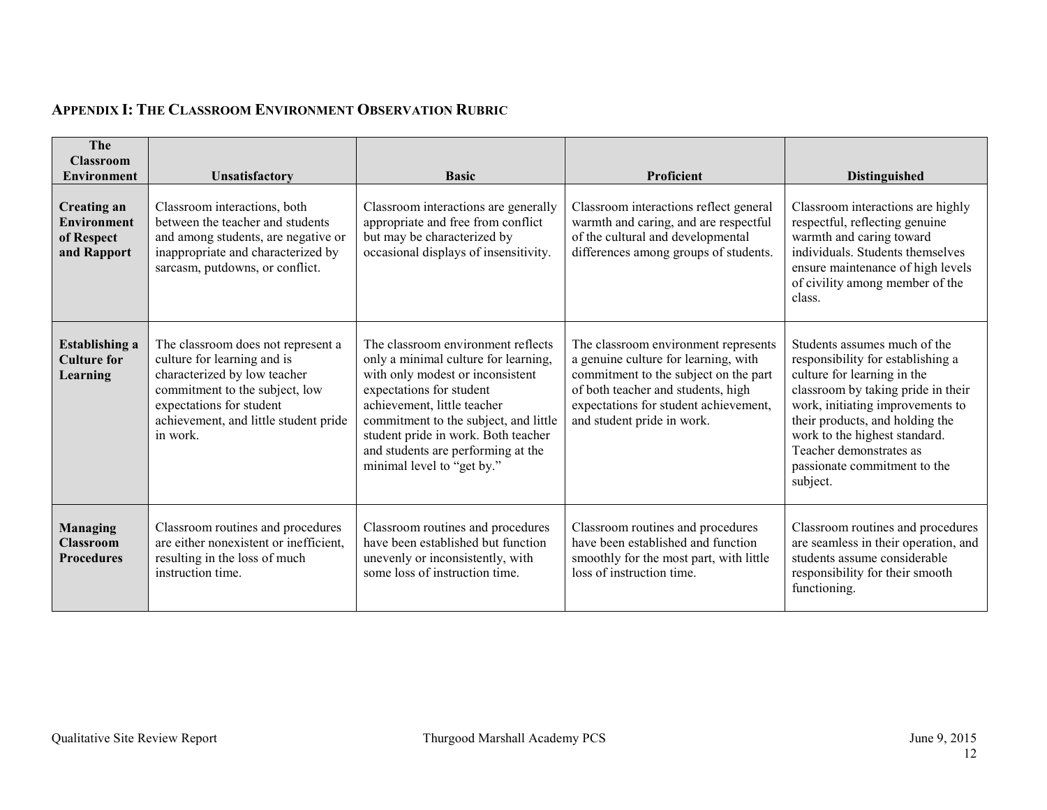## APPENDIX I: THE CLASSROOM ENVIRONMENT OBSERVATION RUBRIC

| The Classroom Environment | Unsatisfactory | Basic | Proficient | Distinguished |
|---|---|---|---|---|
| **Creating an Environment of Respect and Rapport** | Classroom interactions, both between the teacher and students and among students, are negative or inappropriate and characterized by sarcasm, putdowns, or conflict. | Classroom interactions are generally appropriate and free from conflict but may be characterized by occasional displays of insensitivity. | Classroom interactions reflect general warmth and caring, and are respectful of the cultural and developmental differences among groups of students. | Classroom interactions are highly respectful, reflecting genuine warmth and caring toward individuals. Students themselves ensure maintenance of high levels of civility among member of the class. |
| **Establishing a Culture for Learning** | The classroom does not represent a culture for learning and is characterized by low teacher commitment to the subject, low expectations for student achievement, and little student pride in work. | The classroom environment reflects only a minimal culture for learning, with only modest or inconsistent expectations for student achievement, little teacher commitment to the subject, and little student pride in work. Both teacher and students are performing at the minimal level to "get by." | The classroom environment represents a genuine culture for learning, with commitment to the subject on the part of both teacher and students, high expectations for student achievement, and student pride in work. | Students assumes much of the responsibility for establishing a culture for learning in the classroom by taking pride in their work, initiating improvements to their products, and holding the work to the highest standard. Teacher demonstrates as passionate commitment to the subject. |
| **Managing Classroom Procedures** | Classroom routines and procedures are either nonexistent or inefficient, resulting in the loss of much instruction time. | Classroom routines and procedures have been established but function unevenly or inconsistently, with some loss of instruction time. | Classroom routines and procedures have been established and function smoothly for the most part, with little loss of instruction time. | Classroom routines and procedures are seamless in their operation, and students assume considerable responsibility for their smooth functioning. |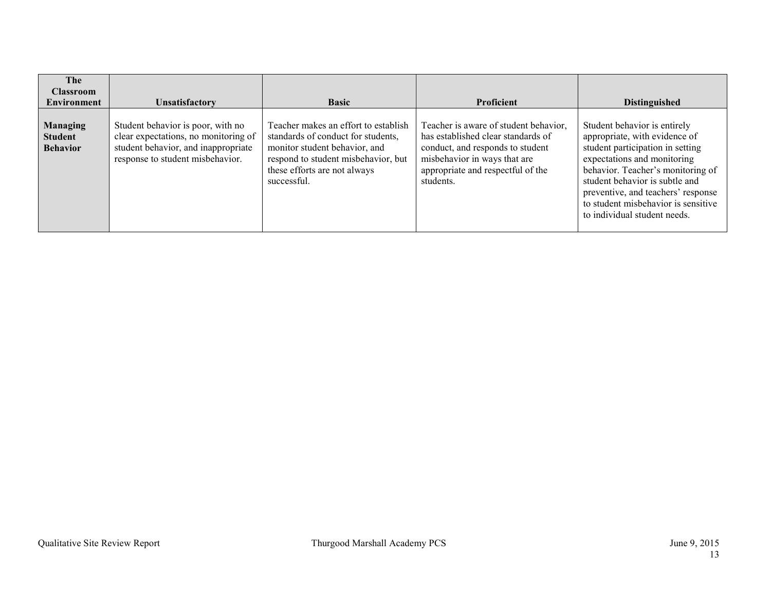| The Classroom Environment | Unsatisfactory | Basic | Proficient | Distinguished |
|---|---|---|---|---|
| **Managing Student Behavior** | Student behavior is poor, with no clear expectations, no monitoring of student behavior, and inappropriate response to student misbehavior. | Teacher makes an effort to establish standards of conduct for students, monitor student behavior, and respond to student misbehavior, but these efforts are not always successful. | Teacher is aware of student behavior, has established clear standards of conduct, and responds to student misbehavior in ways that are appropriate and respectful of the students. | Student behavior is entirely appropriate, with evidence of student participation in setting expectations and monitoring behavior. Teacher's monitoring of student behavior is subtle and preventive, and teachers' response to student misbehavior is sensitive to individual student needs. |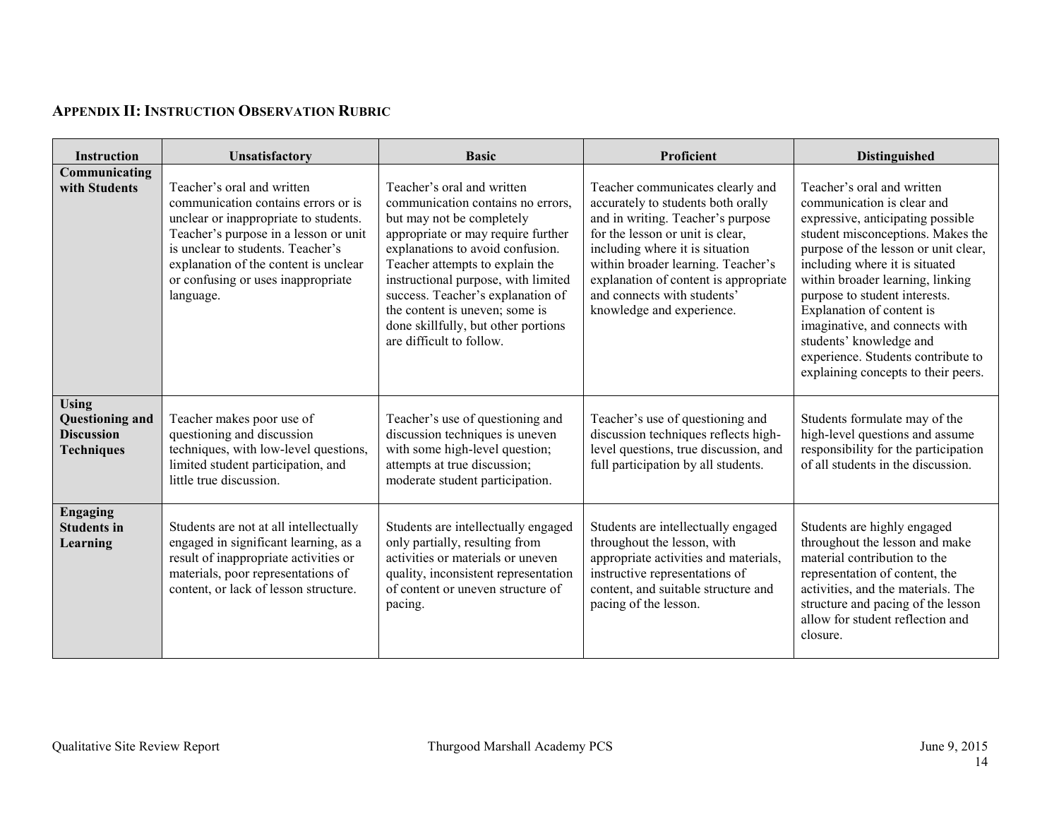## APPENDIX II: INSTRUCTION OBSERVATION RUBRIC

| Instruction | Unsatisfactory | Basic | Proficient | Distinguished |
|---|---|---|---|---|
| **Communicating with Students** | Teacher's oral and written communication contains errors or is unclear or inappropriate to students. Teacher's purpose in a lesson or unit is unclear to students. Teacher's explanation of the content is unclear or confusing or uses inappropriate language. | Teacher's oral and written communication contains no errors, but may not be completely appropriate or may require further explanations to avoid confusion. Teacher attempts to explain the instructional purpose, with limited success. Teacher's explanation of the content is uneven; some is done skillfully, but other portions are difficult to follow. | Teacher communicates clearly and accurately to students both orally and in writing. Teacher's purpose for the lesson or unit is clear, including where it is situation within broader learning. Teacher's explanation of content is appropriate and connects with students' knowledge and experience. | Teacher's oral and written communication is clear and expressive, anticipating possible student misconceptions. Makes the purpose of the lesson or unit clear, including where it is situated within broader learning, linking purpose to student interests. Explanation of content is imaginative, and connects with students' knowledge and experience. Students contribute to explaining concepts to their peers. |
| **Using Questioning and Discussion Techniques** | Teacher makes poor use of questioning and discussion techniques, with low-level questions, limited student participation, and little true discussion. | Teacher's use of questioning and discussion techniques is uneven with some high-level question; attempts at true discussion; moderate student participation. | Teacher's use of questioning and discussion techniques reflects high-level questions, true discussion, and full participation by all students. | Students formulate may of the high-level questions and assume responsibility for the participation of all students in the discussion. |
| **Engaging Students in Learning** | Students are not at all intellectually engaged in significant learning, as a result of inappropriate activities or materials, poor representations of content, or lack of lesson structure. | Students are intellectually engaged only partially, resulting from activities or materials or uneven quality, inconsistent representation of content or uneven structure of pacing. | Students are intellectually engaged throughout the lesson, with appropriate activities and materials, instructive representations of content, and suitable structure and pacing of the lesson. | Students are highly engaged throughout the lesson and make material contribution to the representation of content, the activities, and the materials. The structure and pacing of the lesson allow for student reflection and closure. |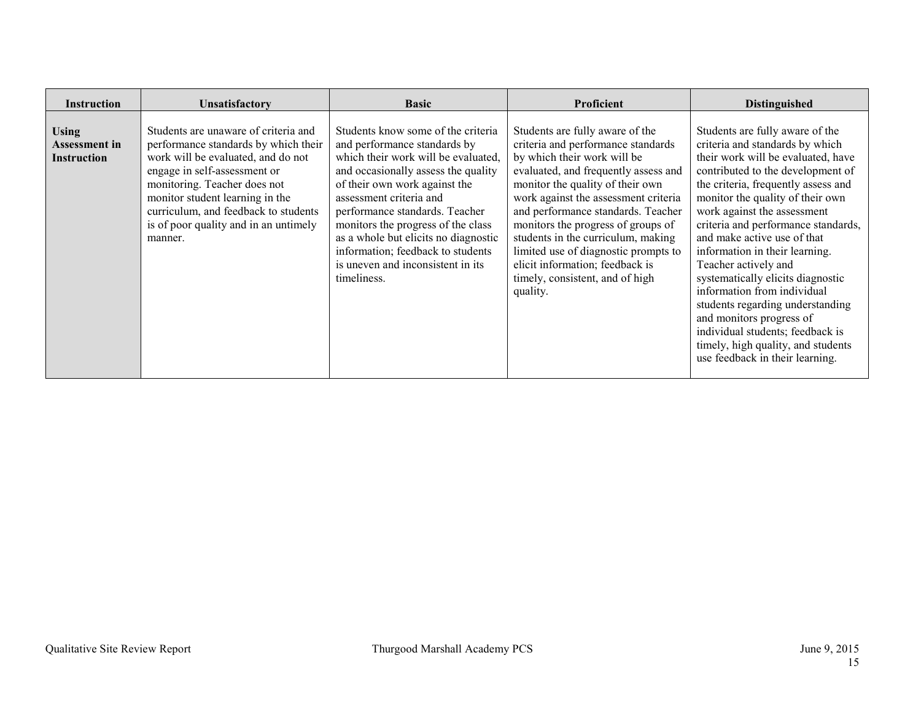| Instruction | Unsatisfactory | Basic | Proficient | Distinguished |
|---|---|---|---|---|
| **Using Assessment in Instruction** | Students are unaware of criteria and performance standards by which their work will be evaluated, and do not engage in self-assessment or monitoring. Teacher does not monitor student learning in the curriculum, and feedback to students is of poor quality and in an untimely manner. | Students know some of the criteria and performance standards by which their work will be evaluated, and occasionally assess the quality of their own work against the assessment criteria and performance standards. Teacher monitors the progress of the class as a whole but elicits no diagnostic information; feedback to students is uneven and inconsistent in its timeliness. | Students are fully aware of the criteria and performance standards by which their work will be evaluated, and frequently assess and monitor the quality of their own work against the assessment criteria and performance standards. Teacher monitors the progress of groups of students in the curriculum, making limited use of diagnostic prompts to elicit information; feedback is timely, consistent, and of high quality. | Students are fully aware of the criteria and standards by which their work will be evaluated, have contributed to the development of the criteria, frequently assess and monitor the quality of their own work against the assessment criteria and performance standards, and make active use of that information in their learning. Teacher actively and systematically elicits diagnostic information from individual students regarding understanding and monitors progress of individual students; feedback is timely, high quality, and students use feedback in their learning. |